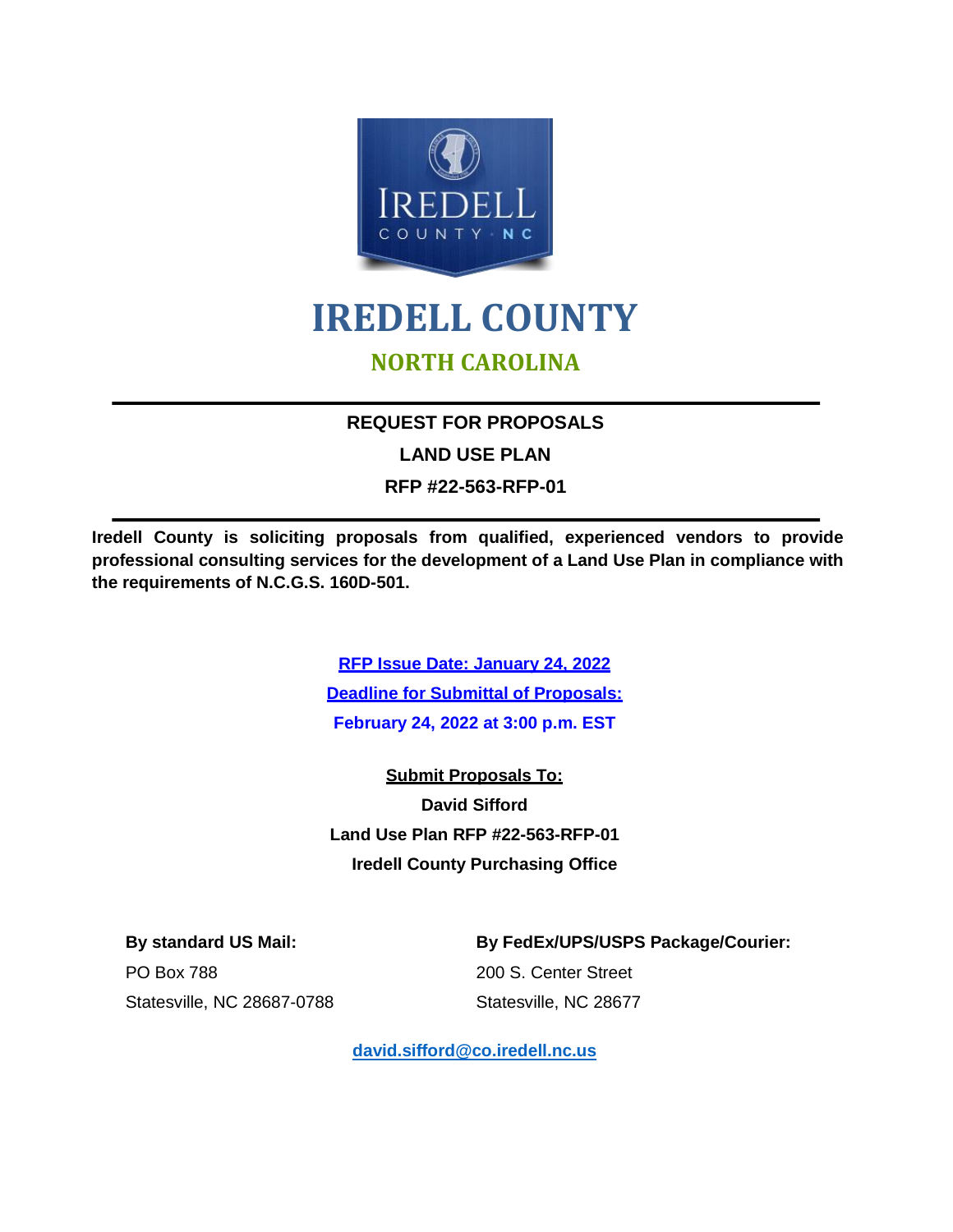# IREDELL COUNTY

## NORTH CAROLINA

---

**REQUEST FOR PROPOSALS**

**LAND USE PLAN**

**RFP #22-563-RFP-01**

---

**Iredell County is soliciting proposals from qualified, experienced vendors to provide professional consulting services for the development of a Land Use Plan in compliance with the requirements of N.C.G.S. 160D-501.**

**RFP Issue Date: January 24, 2022**

**Deadline for Submittal of Proposals:**

**February 24, 2022 at 3:00 p.m. EST**

**Submit Proposals To:**

**David Sifford**

**Land Use Plan RFP #22-563-RFP-01**

**Iredell County Purchasing Office**

**By standard US Mail:**
PO Box 788
Statesville, NC 28687-0788

**By FedEx/UPS/USPS Package/Courier:**
200 S. Center Street
Statesville, NC 28677

**david.sifford@co.iredell.nc.us**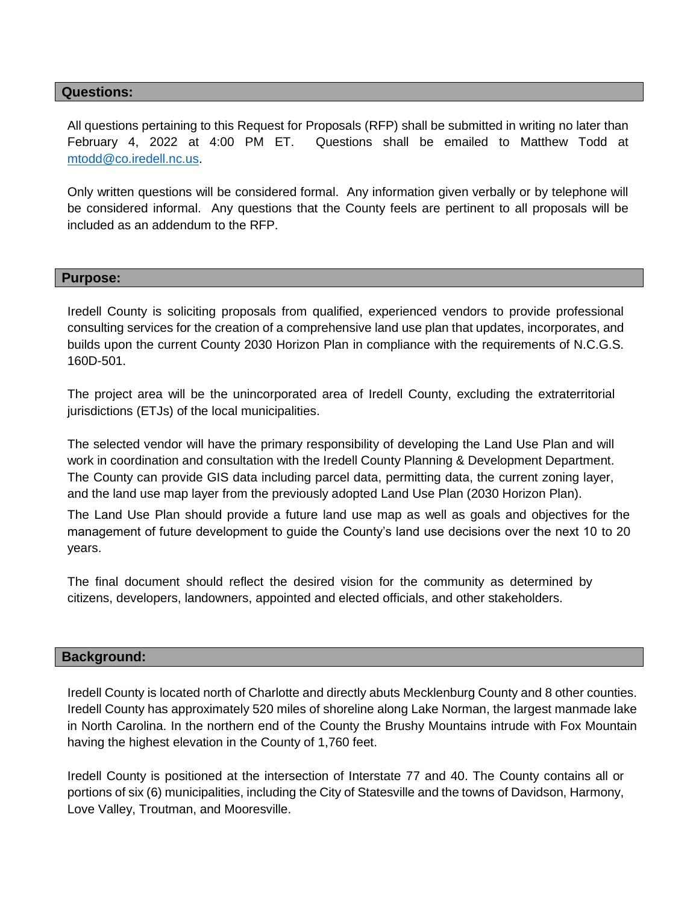## Questions:

All questions pertaining to this Request for Proposals (RFP) shall be submitted in writing no later than February 4, 2022 at 4:00 PM ET. Questions shall be emailed to Matthew Todd at mtodd@co.iredell.nc.us.

Only written questions will be considered formal. Any information given verbally or by telephone will be considered informal. Any questions that the County feels are pertinent to all proposals will be included as an addendum to the RFP.

## Purpose:

Iredell County is soliciting proposals from qualified, experienced vendors to provide professional consulting services for the creation of a comprehensive land use plan that updates, incorporates, and builds upon the current County 2030 Horizon Plan in compliance with the requirements of N.C.G.S. 160D-501.

The project area will be the unincorporated area of Iredell County, excluding the extraterritorial jurisdictions (ETJs) of the local municipalities.

The selected vendor will have the primary responsibility of developing the Land Use Plan and will work in coordination and consultation with the Iredell County Planning & Development Department. The County can provide GIS data including parcel data, permitting data, the current zoning layer, and the land use map layer from the previously adopted Land Use Plan (2030 Horizon Plan).

The Land Use Plan should provide a future land use map as well as goals and objectives for the management of future development to guide the County's land use decisions over the next 10 to 20 years.

The final document should reflect the desired vision for the community as determined by citizens, developers, landowners, appointed and elected officials, and other stakeholders.

## Background:

Iredell County is located north of Charlotte and directly abuts Mecklenburg County and 8 other counties. Iredell County has approximately 520 miles of shoreline along Lake Norman, the largest manmade lake in North Carolina. In the northern end of the County the Brushy Mountains intrude with Fox Mountain having the highest elevation in the County of 1,760 feet.

Iredell County is positioned at the intersection of Interstate 77 and 40. The County contains all or portions of six (6) municipalities, including the City of Statesville and the towns of Davidson, Harmony, Love Valley, Troutman, and Mooresville.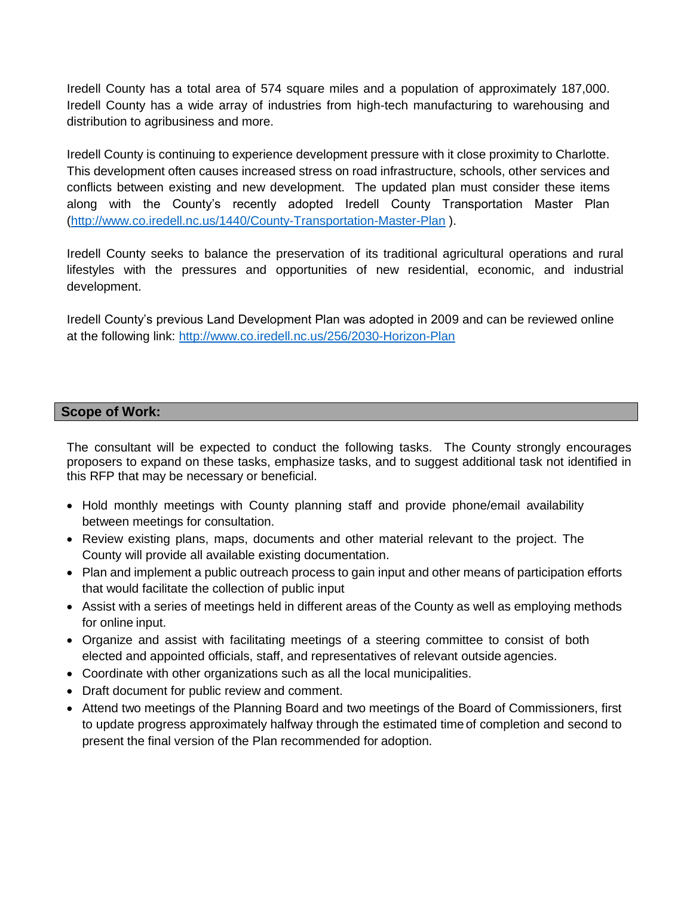Iredell County has a total area of 574 square miles and a population of approximately 187,000. Iredell County has a wide array of industries from high-tech manufacturing to warehousing and distribution to agribusiness and more.

Iredell County is continuing to experience development pressure with it close proximity to Charlotte. This development often causes increased stress on road infrastructure, schools, other services and conflicts between existing and new development. The updated plan must consider these items along with the County's recently adopted Iredell County Transportation Master Plan (http://www.co.iredell.nc.us/1440/County-Transportation-Master-Plan ).

Iredell County seeks to balance the preservation of its traditional agricultural operations and rural lifestyles with the pressures and opportunities of new residential, economic, and industrial development.

Iredell County's previous Land Development Plan was adopted in 2009 and can be reviewed online at the following link: http://www.co.iredell.nc.us/256/2030-Horizon-Plan

## Scope of Work:

The consultant will be expected to conduct the following tasks. The County strongly encourages proposers to expand on these tasks, emphasize tasks, and to suggest additional task not identified in this RFP that may be necessary or beneficial.

- Hold monthly meetings with County planning staff and provide phone/email availability between meetings for consultation.
- Review existing plans, maps, documents and other material relevant to the project. The County will provide all available existing documentation.
- Plan and implement a public outreach process to gain input and other means of participation efforts that would facilitate the collection of public input
- Assist with a series of meetings held in different areas of the County as well as employing methods for online input.
- Organize and assist with facilitating meetings of a steering committee to consist of both elected and appointed officials, staff, and representatives of relevant outside agencies.
- Coordinate with other organizations such as all the local municipalities.
- Draft document for public review and comment.
- Attend two meetings of the Planning Board and two meetings of the Board of Commissioners, first to update progress approximately halfway through the estimated time of completion and second to present the final version of the Plan recommended for adoption.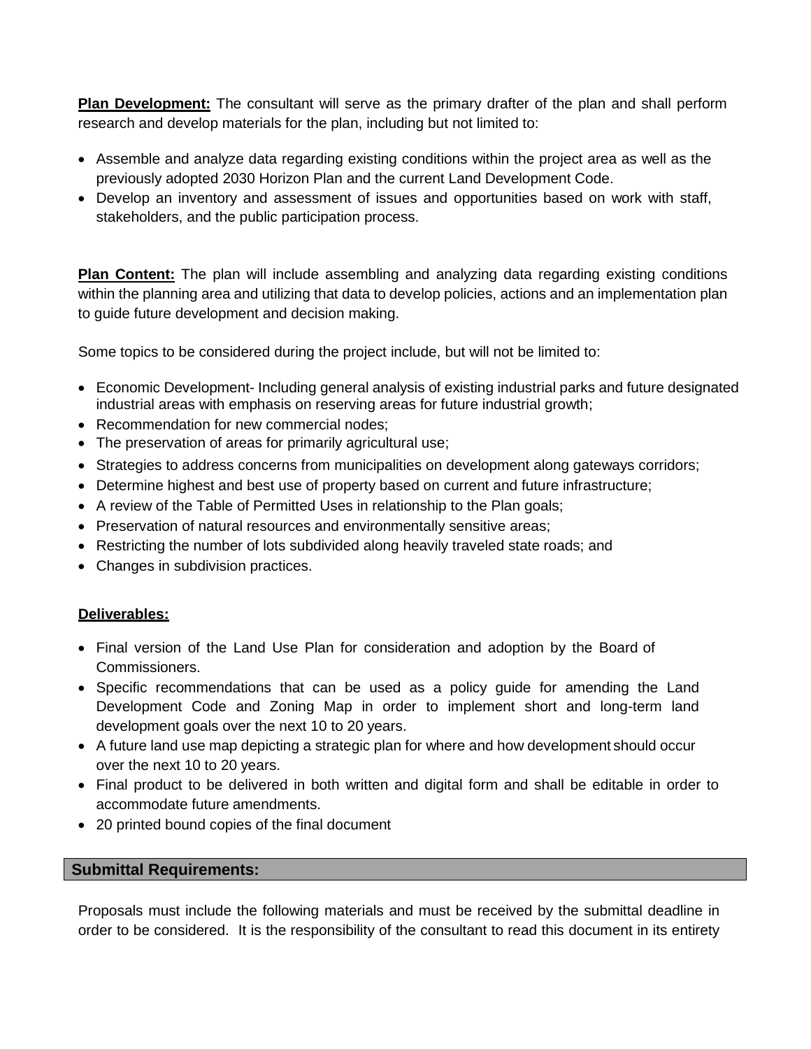**Plan Development:** The consultant will serve as the primary drafter of the plan and shall perform research and develop materials for the plan, including but not limited to:

- Assemble and analyze data regarding existing conditions within the project area as well as the previously adopted 2030 Horizon Plan and the current Land Development Code.
- Develop an inventory and assessment of issues and opportunities based on work with staff, stakeholders, and the public participation process.

**Plan Content:** The plan will include assembling and analyzing data regarding existing conditions within the planning area and utilizing that data to develop policies, actions and an implementation plan to guide future development and decision making.

Some topics to be considered during the project include, but will not be limited to:

- Economic Development- Including general analysis of existing industrial parks and future designated industrial areas with emphasis on reserving areas for future industrial growth;
- Recommendation for new commercial nodes;
- The preservation of areas for primarily agricultural use;
- Strategies to address concerns from municipalities on development along gateways corridors;
- Determine highest and best use of property based on current and future infrastructure;
- A review of the Table of Permitted Uses in relationship to the Plan goals;
- Preservation of natural resources and environmentally sensitive areas;
- Restricting the number of lots subdivided along heavily traveled state roads; and
- Changes in subdivision practices.

**Deliverables:**

- Final version of the Land Use Plan for consideration and adoption by the Board of Commissioners.
- Specific recommendations that can be used as a policy guide for amending the Land Development Code and Zoning Map in order to implement short and long-term land development goals over the next 10 to 20 years.
- A future land use map depicting a strategic plan for where and how development should occur over the next 10 to 20 years.
- Final product to be delivered in both written and digital form and shall be editable in order to accommodate future amendments.
- 20 printed bound copies of the final document

## Submittal Requirements:

Proposals must include the following materials and must be received by the submittal deadline in order to be considered. It is the responsibility of the consultant to read this document in its entirety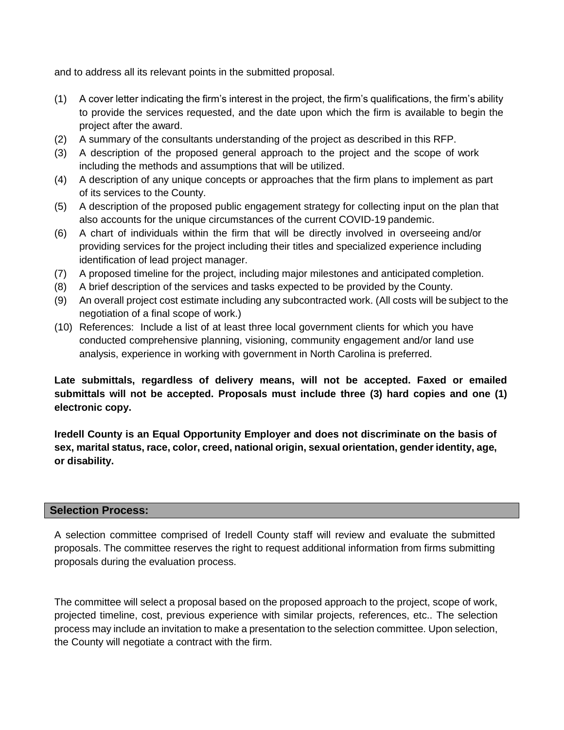and to address all its relevant points in the submitted proposal.

(1) A cover letter indicating the firm's interest in the project, the firm's qualifications, the firm's ability to provide the services requested, and the date upon which the firm is available to begin the project after the award.
(2) A summary of the consultants understanding of the project as described in this RFP.
(3) A description of the proposed general approach to the project and the scope of work including the methods and assumptions that will be utilized.
(4) A description of any unique concepts or approaches that the firm plans to implement as part of its services to the County.
(5) A description of the proposed public engagement strategy for collecting input on the plan that also accounts for the unique circumstances of the current COVID-19 pandemic.
(6) A chart of individuals within the firm that will be directly involved in overseeing and/or providing services for the project including their titles and specialized experience including identification of lead project manager.
(7) A proposed timeline for the project, including major milestones and anticipated completion.
(8) A brief description of the services and tasks expected to be provided by the County.
(9) An overall project cost estimate including any subcontracted work. (All costs will be subject to the negotiation of a final scope of work.)
(10) References: Include a list of at least three local government clients for which you have conducted comprehensive planning, visioning, community engagement and/or land use analysis, experience in working with government in North Carolina is preferred.

**Late submittals, regardless of delivery means, will not be accepted. Faxed or emailed submittals will not be accepted. Proposals must include three (3) hard copies and one (1) electronic copy.**

**Iredell County is an Equal Opportunity Employer and does not discriminate on the basis of sex, marital status, race, color, creed, national origin, sexual orientation, gender identity, age, or disability.**

## Selection Process:

A selection committee comprised of Iredell County staff will review and evaluate the submitted proposals. The committee reserves the right to request additional information from firms submitting proposals during the evaluation process.

The committee will select a proposal based on the proposed approach to the project, scope of work, projected timeline, cost, previous experience with similar projects, references, etc.. The selection process may include an invitation to make a presentation to the selection committee. Upon selection, the County will negotiate a contract with the firm.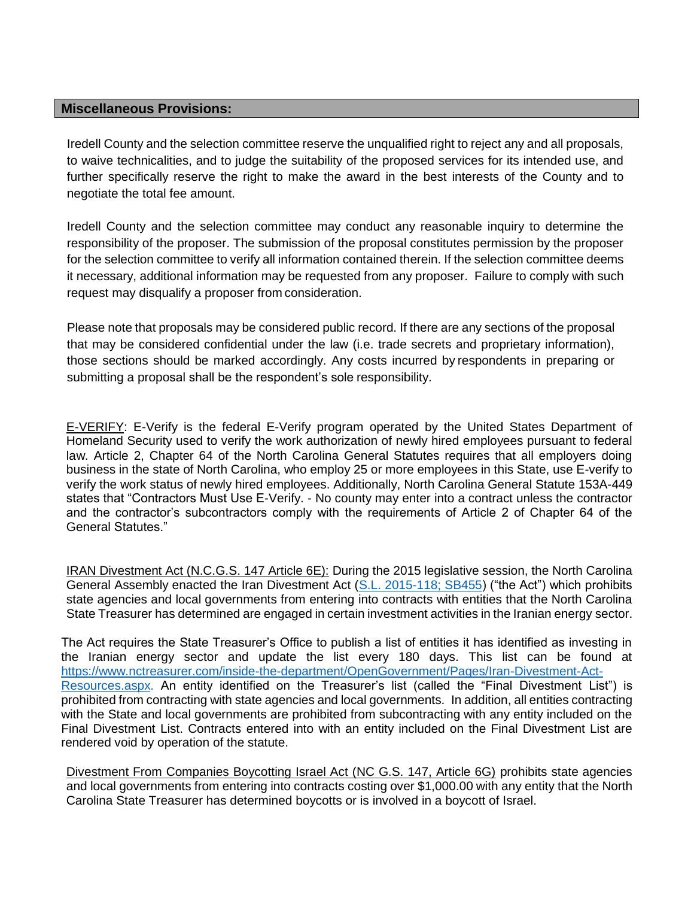## Miscellaneous Provisions:

Iredell County and the selection committee reserve the unqualified right to reject any and all proposals, to waive technicalities, and to judge the suitability of the proposed services for its intended use, and further specifically reserve the right to make the award in the best interests of the County and to negotiate the total fee amount.

Iredell County and the selection committee may conduct any reasonable inquiry to determine the responsibility of the proposer. The submission of the proposal constitutes permission by the proposer for the selection committee to verify all information contained therein. If the selection committee deems it necessary, additional information may be requested from any proposer. Failure to comply with such request may disqualify a proposer from consideration.

Please note that proposals may be considered public record. If there are any sections of the proposal that may be considered confidential under the law (i.e. trade secrets and proprietary information), those sections should be marked accordingly. Any costs incurred by respondents in preparing or submitting a proposal shall be the respondent's sole responsibility.

E-VERIFY: E-Verify is the federal E-Verify program operated by the United States Department of Homeland Security used to verify the work authorization of newly hired employees pursuant to federal law. Article 2, Chapter 64 of the North Carolina General Statutes requires that all employers doing business in the state of North Carolina, who employ 25 or more employees in this State, use E-verify to verify the work status of newly hired employees. Additionally, North Carolina General Statute 153A-449 states that "Contractors Must Use E-Verify. - No county may enter into a contract unless the contractor and the contractor's subcontractors comply with the requirements of Article 2 of Chapter 64 of the General Statutes."

IRAN Divestment Act (N.C.G.S. 147 Article 6E): During the 2015 legislative session, the North Carolina General Assembly enacted the Iran Divestment Act (S.L. 2015-118; SB455) ("the Act") which prohibits state agencies and local governments from entering into contracts with entities that the North Carolina State Treasurer has determined are engaged in certain investment activities in the Iranian energy sector.

The Act requires the State Treasurer's Office to publish a list of entities it has identified as investing in the Iranian energy sector and update the list every 180 days. This list can be found at https://www.nctreasurer.com/inside-the-department/OpenGovernment/Pages/Iran-Divestment-Act-Resources.aspx. An entity identified on the Treasurer's list (called the "Final Divestment List") is prohibited from contracting with state agencies and local governments. In addition, all entities contracting with the State and local governments are prohibited from subcontracting with any entity included on the Final Divestment List. Contracts entered into with an entity included on the Final Divestment List are rendered void by operation of the statute.

Divestment From Companies Boycotting Israel Act (NC G.S. 147, Article 6G) prohibits state agencies and local governments from entering into contracts costing over $1,000.00 with any entity that the North Carolina State Treasurer has determined boycotts or is involved in a boycott of Israel.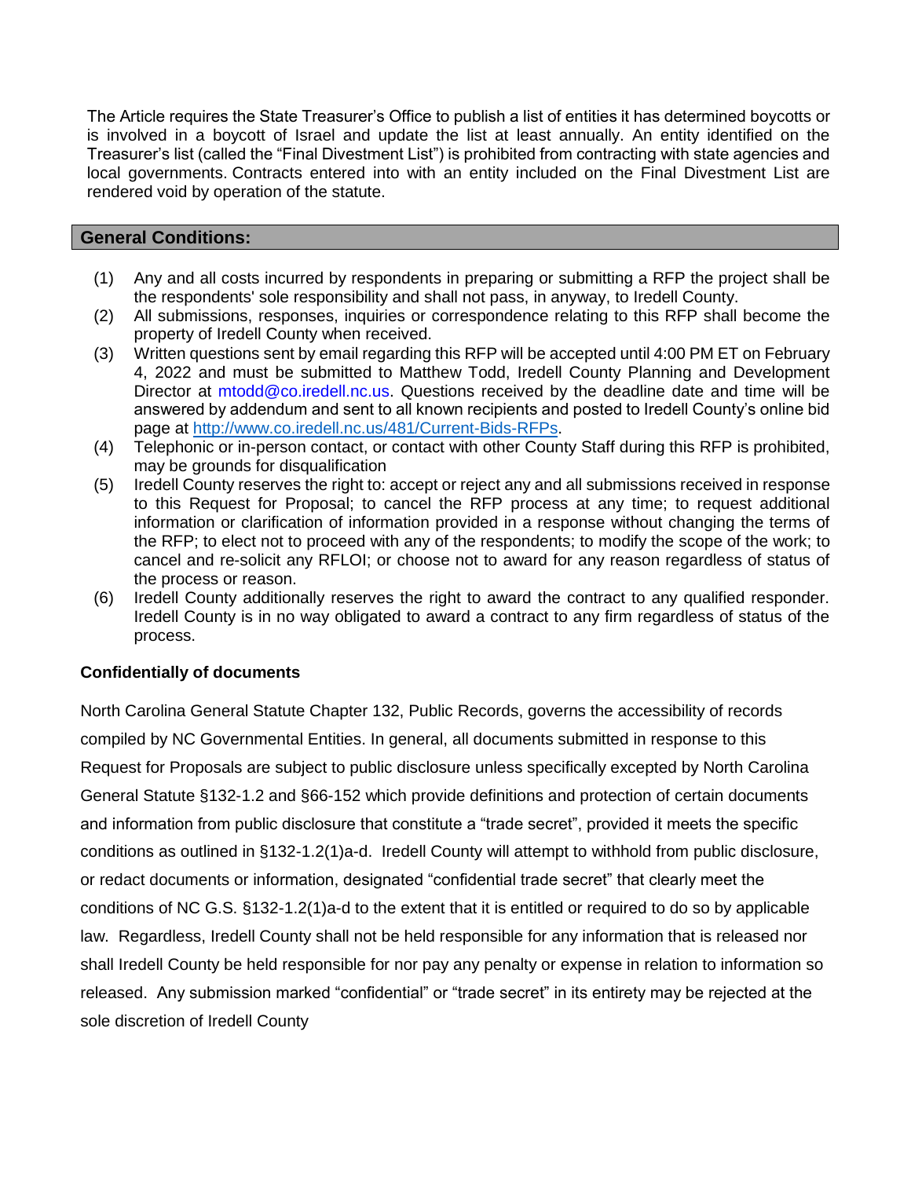The Article requires the State Treasurer's Office to publish a list of entities it has determined boycotts or is involved in a boycott of Israel and update the list at least annually. An entity identified on the Treasurer's list (called the "Final Divestment List") is prohibited from contracting with state agencies and local governments. Contracts entered into with an entity included on the Final Divestment List are rendered void by operation of the statute.

## General Conditions:

(1) Any and all costs incurred by respondents in preparing or submitting a RFP the project shall be the respondents' sole responsibility and shall not pass, in anyway, to Iredell County.
(2) All submissions, responses, inquiries or correspondence relating to this RFP shall become the property of Iredell County when received.
(3) Written questions sent by email regarding this RFP will be accepted until 4:00 PM ET on February 4, 2022 and must be submitted to Matthew Todd, Iredell County Planning and Development Director at mtodd@co.iredell.nc.us. Questions received by the deadline date and time will be answered by addendum and sent to all known recipients and posted to Iredell County's online bid page at http://www.co.iredell.nc.us/481/Current-Bids-RFPs.
(4) Telephonic or in-person contact, or contact with other County Staff during this RFP is prohibited, may be grounds for disqualification
(5) Iredell County reserves the right to: accept or reject any and all submissions received in response to this Request for Proposal; to cancel the RFP process at any time; to request additional information or clarification of information provided in a response without changing the terms of the RFP; to elect not to proceed with any of the respondents; to modify the scope of the work; to cancel and re-solicit any RFLOI; or choose not to award for any reason regardless of status of the process or reason.
(6) Iredell County additionally reserves the right to award the contract to any qualified responder. Iredell County is in no way obligated to award a contract to any firm regardless of status of the process.

**Confidentially of documents**

North Carolina General Statute Chapter 132, Public Records, governs the accessibility of records compiled by NC Governmental Entities. In general, all documents submitted in response to this Request for Proposals are subject to public disclosure unless specifically excepted by North Carolina General Statute §132-1.2 and §66-152 which provide definitions and protection of certain documents and information from public disclosure that constitute a "trade secret", provided it meets the specific conditions as outlined in §132-1.2(1)a-d. Iredell County will attempt to withhold from public disclosure, or redact documents or information, designated "confidential trade secret" that clearly meet the conditions of NC G.S. §132-1.2(1)a-d to the extent that it is entitled or required to do so by applicable law. Regardless, Iredell County shall not be held responsible for any information that is released nor shall Iredell County be held responsible for nor pay any penalty or expense in relation to information so released. Any submission marked "confidential" or "trade secret" in its entirety may be rejected at the sole discretion of Iredell County